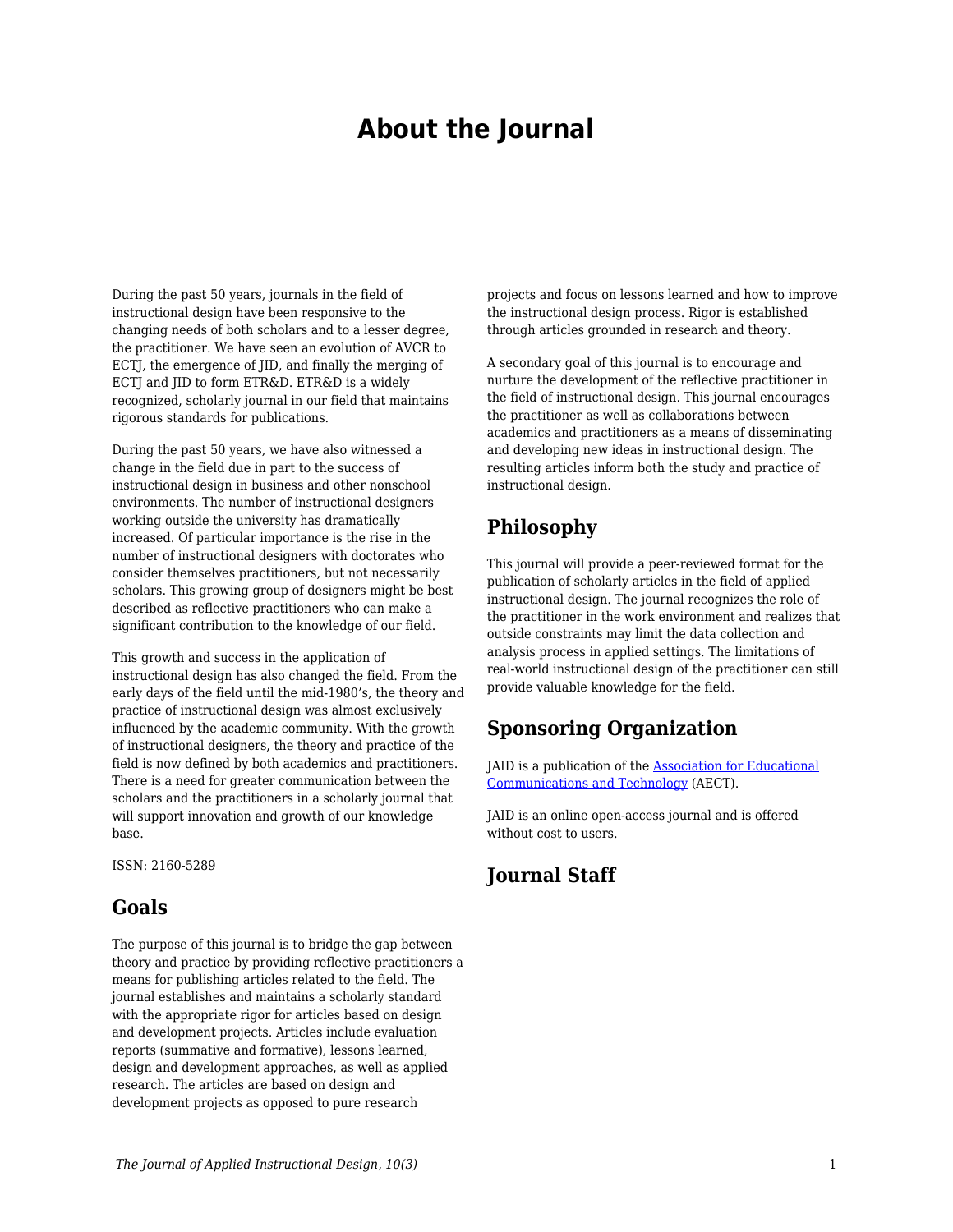# About the Journal

During the past 50 years, journals in the field of instructional design have been responsive to the changing needs of both scholars and to a lesser degree, the practitioner. We have seen an evolution of AVCR to ECTJ, the emergence of JID, and finally the merging of ECTJ and JID to form ETR&D. ETR&D is a widely recognized, scholarly journal in our field that maintains rigorous standards for publications.

During the past 50 years, we have also witnessed a change in the field due in part to the success of instructional design in business and other nonschool environments. The number of instructional designers working outside the university has dramatically increased. Of particular importance is the rise in the number of instructional designers with doctorates who consider themselves practitioners, but not necessarily scholars. This growing group of designers might be best described as reflective practitioners who can make a significant contribution to the knowledge of our field.

This growth and success in the application of instructional design has also changed the field. From the early days of the field until the mid-1980's, the theory and practice of instructional design was almost exclusively influenced by the academic community. With the growth of instructional designers, the theory and practice of the field is now defined by both academics and practitioners. There is a need for greater communication between the scholars and the practitioners in a scholarly journal that will support innovation and growth of our knowledge base.

ISSN: 2160-5289

## Goals

The purpose of this journal is to bridge the gap between theory and practice by providing reflective practitioners a means for publishing articles related to the field. The journal establishes and maintains a scholarly standard with the appropriate rigor for articles based on design and development projects. Articles include evaluation reports (summative and formative), lessons learned, design and development approaches, as well as applied research. The articles are based on design and development projects as opposed to pure research projects and focus on lessons learned and how to improve the instructional design process. Rigor is established through articles grounded in research and theory.

A secondary goal of this journal is to encourage and nurture the development of the reflective practitioner in the field of instructional design. This journal encourages the practitioner as well as collaborations between academics and practitioners as a means of disseminating and developing new ideas in instructional design. The resulting articles inform both the study and practice of instructional design.

## Philosophy

This journal will provide a peer-reviewed format for the publication of scholarly articles in the field of applied instructional design. The journal recognizes the role of the practitioner in the work environment and realizes that outside constraints may limit the data collection and analysis process in applied settings. The limitations of real-world instructional design of the practitioner can still provide valuable knowledge for the field.

## Sponsoring Organization

JAID is a publication of the [Association for Educational Communications and Technology](https://aect.org) (AECT).

JAID is an online open-access journal and is offered without cost to users.

## Journal Staff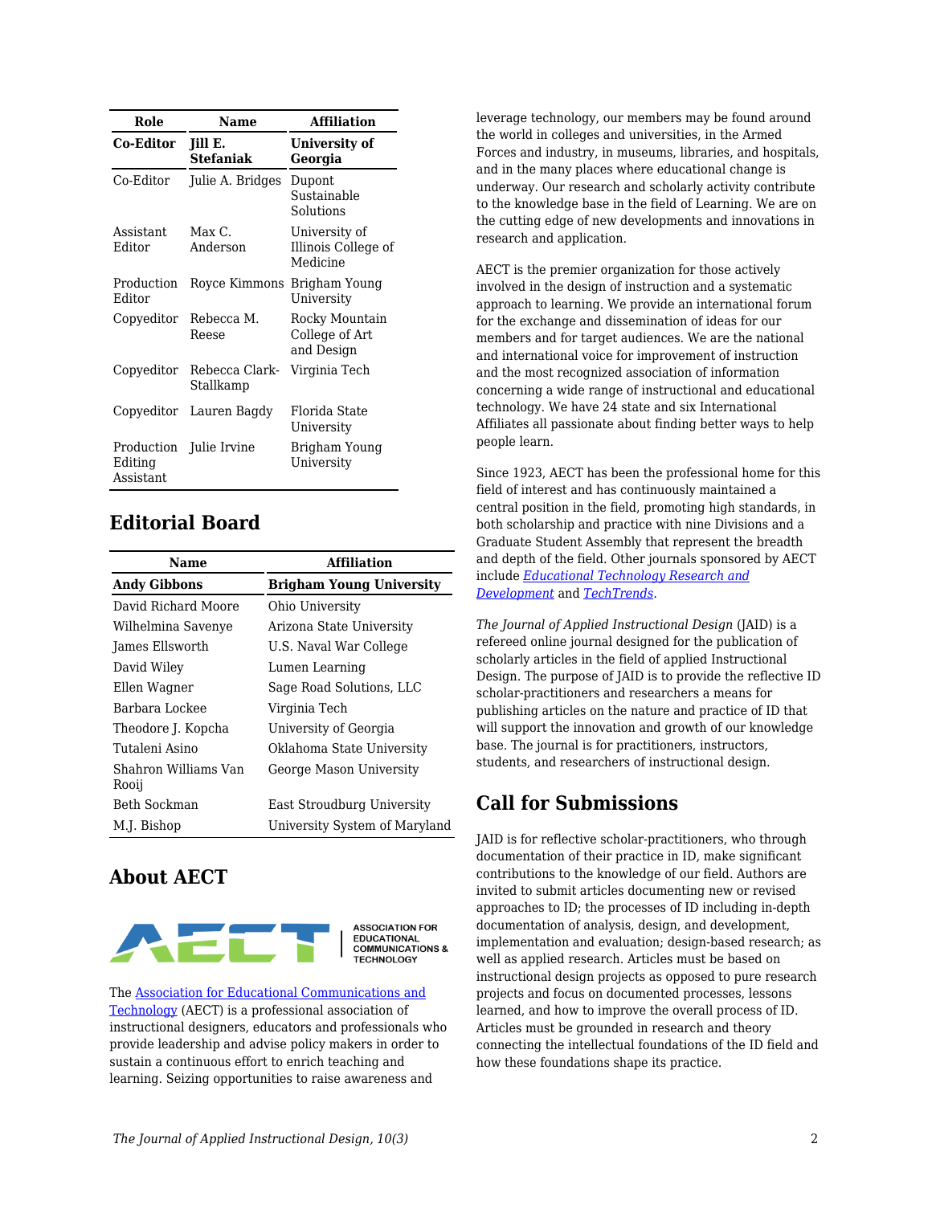| Role | Name | Affiliation |
|---|---|---|
| **Co-Editor** | **Jill E. Stefaniak** | **University of Georgia** |
| Co-Editor | Julie A. Bridges | Dupont Sustainable Solutions |
| Assistant Editor | Max C. Anderson | University of Illinois College of Medicine |
| Production Editor | Royce Kimmons | Brigham Young University |
| Copyeditor | Rebecca M. Reese | Rocky Mountain College of Art and Design |
| Copyeditor | Rebecca Clark-Stallkamp | Virginia Tech |
| Copyeditor | Lauren Bagdy | Florida State University |
| Production Editing Assistant | Julie Irvine | Brigham Young University |

## Editorial Board

| Name | Affiliation |
|---|---|
| **Andy Gibbons** | **Brigham Young University** |
| David Richard Moore | Ohio University |
| Wilhelmina Savenye | Arizona State University |
| James Ellsworth | U.S. Naval War College |
| David Wiley | Lumen Learning |
| Ellen Wagner | Sage Road Solutions, LLC |
| Barbara Lockee | Virginia Tech |
| Theodore J. Kopcha | University of Georgia |
| Tutaleni Asino | Oklahoma State University |
| Shahron Williams Van Rooij | George Mason University |
| Beth Sockman | East Stroudburg University |
| M.J. Bishop | University System of Maryland |

## About AECT

AECT ASSOCIATION FOR EDUCATIONAL COMMUNICATIONS & TECHNOLOGY

The Association for Educational Communications and Technology (AECT) is a professional association of instructional designers, educators and professionals who provide leadership and advise policy makers in order to sustain a continuous effort to enrich teaching and learning. Seizing opportunities to raise awareness and leverage technology, our members may be found around the world in colleges and universities, in the Armed Forces and industry, in museums, libraries, and hospitals, and in the many places where educational change is underway. Our research and scholarly activity contribute to the knowledge base in the field of Learning. We are on the cutting edge of new developments and innovations in research and application.

AECT is the premier organization for those actively involved in the design of instruction and a systematic approach to learning. We provide an international forum for the exchange and dissemination of ideas for our members and for target audiences. We are the national and international voice for improvement of instruction and the most recognized association of information concerning a wide range of instructional and educational technology. We have 24 state and six International Affiliates all passionate about finding better ways to help people learn.

Since 1923, AECT has been the professional home for this field of interest and has continuously maintained a central position in the field, promoting high standards, in both scholarship and practice with nine Divisions and a Graduate Student Assembly that represent the breadth and depth of the field. Other journals sponsored by AECT include *Educational Technology Research and Development* and *TechTrends*.

*The Journal of Applied Instructional Design* (JAID) is a refereed online journal designed for the publication of scholarly articles in the field of applied Instructional Design. The purpose of JAID is to provide the reflective ID scholar-practitioners and researchers a means for publishing articles on the nature and practice of ID that will support the innovation and growth of our knowledge base. The journal is for practitioners, instructors, students, and researchers of instructional design.

## Call for Submissions

JAID is for reflective scholar-practitioners, who through documentation of their practice in ID, make significant contributions to the knowledge of our field. Authors are invited to submit articles documenting new or revised approaches to ID; the processes of ID including in-depth documentation of analysis, design, and development, implementation and evaluation; design-based research; as well as applied research. Articles must be based on instructional design projects as opposed to pure research projects and focus on documented processes, lessons learned, and how to improve the overall process of ID. Articles must be grounded in research and theory connecting the intellectual foundations of the ID field and how these foundations shape its practice.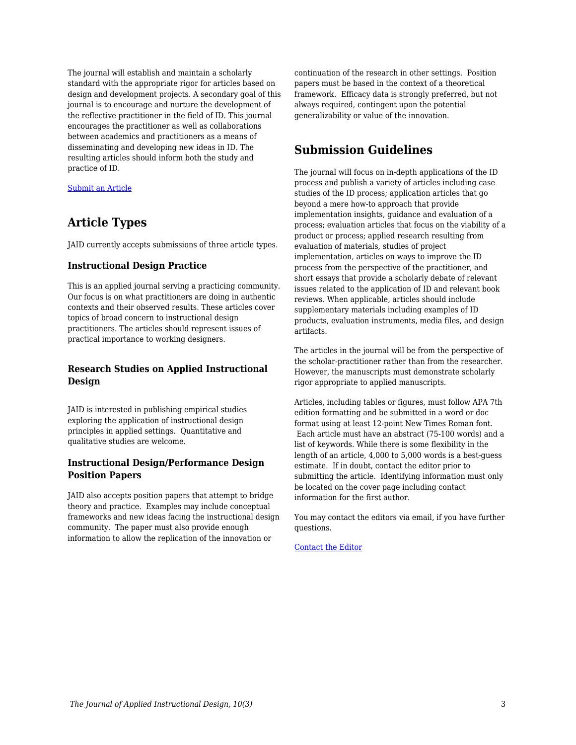The journal will establish and maintain a scholarly standard with the appropriate rigor for articles based on design and development projects. A secondary goal of this journal is to encourage and nurture the development of the reflective practitioner in the field of ID. This journal encourages the practitioner as well as collaborations between academics and practitioners as a means of disseminating and developing new ideas in ID. The resulting articles should inform both the study and practice of ID.

[Submit an Article]

## Article Types

JAID currently accepts submissions of three article types.

### Instructional Design Practice

This is an applied journal serving a practicing community. Our focus is on what practitioners are doing in authentic contexts and their observed results. These articles cover topics of broad concern to instructional design practitioners. The articles should represent issues of practical importance to working designers.

### Research Studies on Applied Instructional Design

JAID is interested in publishing empirical studies exploring the application of instructional design principles in applied settings. Quantitative and qualitative studies are welcome.

### Instructional Design/Performance Design Position Papers

JAID also accepts position papers that attempt to bridge theory and practice. Examples may include conceptual frameworks and new ideas facing the instructional design community. The paper must also provide enough information to allow the replication of the innovation or continuation of the research in other settings. Position papers must be based in the context of a theoretical framework. Efficacy data is strongly preferred, but not always required, contingent upon the potential generalizability or value of the innovation.

## Submission Guidelines

The journal will focus on in-depth applications of the ID process and publish a variety of articles including case studies of the ID process; application articles that go beyond a mere how-to approach that provide implementation insights, guidance and evaluation of a process; evaluation articles that focus on the viability of a product or process; applied research resulting from evaluation of materials, studies of project implementation, articles on ways to improve the ID process from the perspective of the practitioner, and short essays that provide a scholarly debate of relevant issues related to the application of ID and relevant book reviews. When applicable, articles should include supplementary materials including examples of ID products, evaluation instruments, media files, and design artifacts.

The articles in the journal will be from the perspective of the scholar-practitioner rather than from the researcher. However, the manuscripts must demonstrate scholarly rigor appropriate to applied manuscripts.

Articles, including tables or figures, must follow APA 7th edition formatting and be submitted in a word or doc format using at least 12-point New Times Roman font. Each article must have an abstract (75-100 words) and a list of keywords. While there is some flexibility in the length of an article, 4,000 to 5,000 words is a best-guess estimate. If in doubt, contact the editor prior to submitting the article. Identifying information must only be located on the cover page including contact information for the first author.

You may contact the editors via email, if you have further questions.

[Contact the Editor]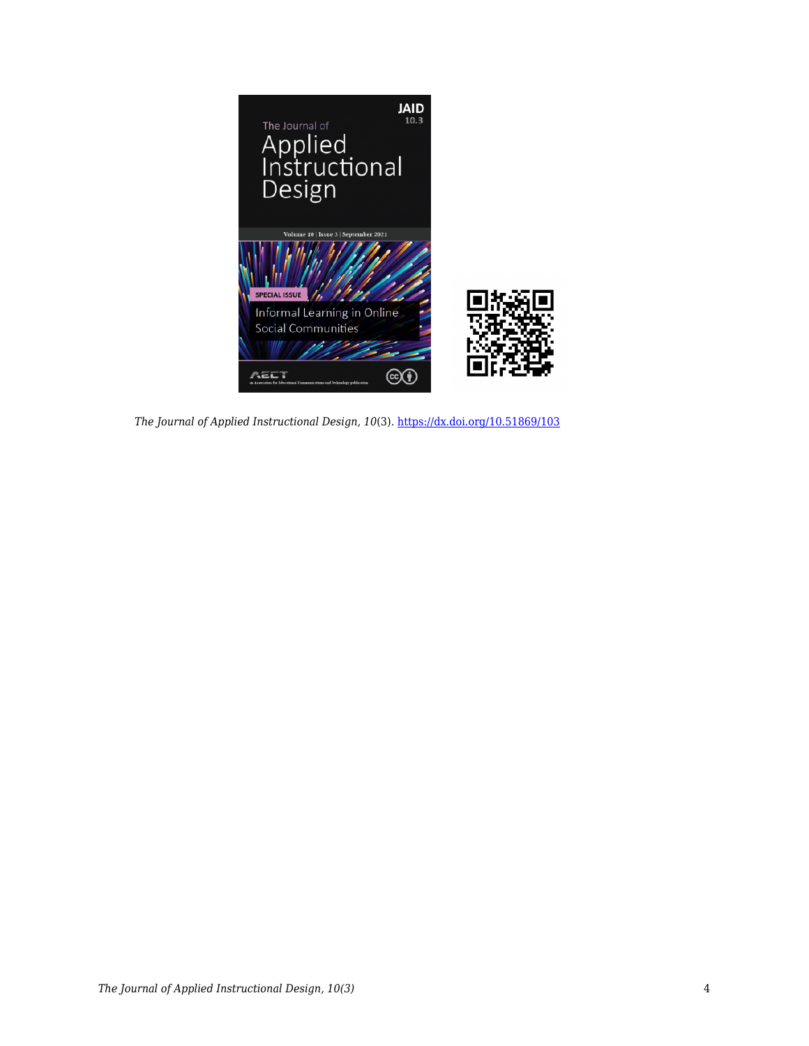*The Journal of Applied Instructional Design, 10*(3). [https://dx.doi.org/10.51869/103](https://dx.doi.org/10.51869/103)